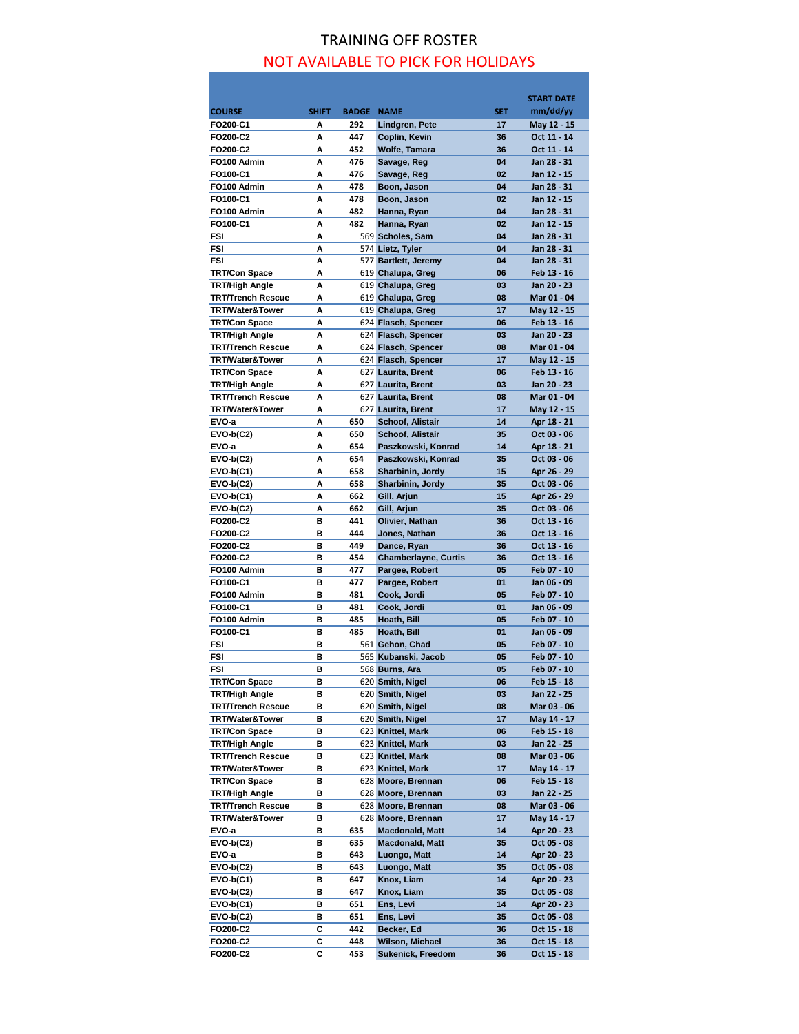# TRAINING OFF ROSTER

## NOT AVAILABLE TO PICK FOR HOLIDAYS

| COURSE | SHIFT | BADGE | NAME | SET | START DATE mm/dd/yy |
|---|---|---|---|---|---|
| FO200-C1 | A | 292 | Lindgren, Pete | 17 | May 12 - 15 |
| FO200-C2 | A | 447 | Coplin, Kevin | 36 | Oct 11 - 14 |
| FO200-C2 | A | 452 | Wolfe, Tamara | 36 | Oct 11 - 14 |
| FO100 Admin | A | 476 | Savage, Reg | 04 | Jan 28 - 31 |
| FO100-C1 | A | 476 | Savage, Reg | 02 | Jan 12 - 15 |
| FO100 Admin | A | 478 | Boon, Jason | 04 | Jan 28 - 31 |
| FO100-C1 | A | 478 | Boon, Jason | 02 | Jan 12 - 15 |
| FO100 Admin | A | 482 | Hanna, Ryan | 04 | Jan 28 - 31 |
| FO100-C1 | A | 482 | Hanna, Ryan | 02 | Jan 12 - 15 |
| FSI | A | 569 | Scholes, Sam | 04 | Jan 28 - 31 |
| FSI | A | 574 | Lietz, Tyler | 04 | Jan 28 - 31 |
| FSI | A | 577 | Bartlett, Jeremy | 04 | Jan 28 - 31 |
| TRT/Con Space | A | 619 | Chalupa, Greg | 06 | Feb 13 - 16 |
| TRT/High Angle | A | 619 | Chalupa, Greg | 03 | Jan 20 - 23 |
| TRT/Trench Rescue | A | 619 | Chalupa, Greg | 08 | Mar 01 - 04 |
| TRT/Water&Tower | A | 619 | Chalupa, Greg | 17 | May 12 - 15 |
| TRT/Con Space | A | 624 | Flasch, Spencer | 06 | Feb 13 - 16 |
| TRT/High Angle | A | 624 | Flasch, Spencer | 03 | Jan 20 - 23 |
| TRT/Trench Rescue | A | 624 | Flasch, Spencer | 08 | Mar 01 - 04 |
| TRT/Water&Tower | A | 624 | Flasch, Spencer | 17 | May 12 - 15 |
| TRT/Con Space | A | 627 | Laurita, Brent | 06 | Feb 13 - 16 |
| TRT/High Angle | A | 627 | Laurita, Brent | 03 | Jan 20 - 23 |
| TRT/Trench Rescue | A | 627 | Laurita, Brent | 08 | Mar 01 - 04 |
| TRT/Water&Tower | A | 627 | Laurita, Brent | 17 | May 12 - 15 |
| EVO-a | A | 650 | Schoof, Alistair | 14 | Apr 18 - 21 |
| EVO-b(C2) | A | 650 | Schoof, Alistair | 35 | Oct 03 - 06 |
| EVO-a | A | 654 | Paszkowski, Konrad | 14 | Apr 18 - 21 |
| EVO-b(C2) | A | 654 | Paszkowski, Konrad | 35 | Oct 03 - 06 |
| EVO-b(C1) | A | 658 | Sharbinin, Jordy | 15 | Apr 26 - 29 |
| EVO-b(C2) | A | 658 | Sharbinin, Jordy | 35 | Oct 03 - 06 |
| EVO-b(C1) | A | 662 | Gill, Arjun | 15 | Apr 26 - 29 |
| EVO-b(C2) | A | 662 | Gill, Arjun | 35 | Oct 03 - 06 |
| FO200-C2 | B | 441 | Olivier, Nathan | 36 | Oct 13 - 16 |
| FO200-C2 | B | 444 | Jones, Nathan | 36 | Oct 13 - 16 |
| FO200-C2 | B | 449 | Dance, Ryan | 36 | Oct 13 - 16 |
| FO200-C2 | B | 454 | Chamberlayne, Curtis | 36 | Oct 13 - 16 |
| FO100 Admin | B | 477 | Pargee, Robert | 05 | Feb 07 - 10 |
| FO100-C1 | B | 477 | Pargee, Robert | 01 | Jan 06 - 09 |
| FO100 Admin | B | 481 | Cook, Jordi | 05 | Feb 07 - 10 |
| FO100-C1 | B | 481 | Cook, Jordi | 01 | Jan 06 - 09 |
| FO100 Admin | B | 485 | Hoath, Bill | 05 | Feb 07 - 10 |
| FO100-C1 | B | 485 | Hoath, Bill | 01 | Jan 06 - 09 |
| FSI | B | 561 | Gehon, Chad | 05 | Feb 07 - 10 |
| FSI | B | 565 | Kubanski, Jacob | 05 | Feb 07 - 10 |
| FSI | B | 568 | Burns, Ara | 05 | Feb 07 - 10 |
| TRT/Con Space | B | 620 | Smith, Nigel | 06 | Feb 15 - 18 |
| TRT/High Angle | B | 620 | Smith, Nigel | 03 | Jan 22 - 25 |
| TRT/Trench Rescue | B | 620 | Smith, Nigel | 08 | Mar 03 - 06 |
| TRT/Water&Tower | B | 620 | Smith, Nigel | 17 | May 14 - 17 |
| TRT/Con Space | B | 623 | Knittel, Mark | 06 | Feb 15 - 18 |
| TRT/High Angle | B | 623 | Knittel, Mark | 03 | Jan 22 - 25 |
| TRT/Trench Rescue | B | 623 | Knittel, Mark | 08 | Mar 03 - 06 |
| TRT/Water&Tower | B | 623 | Knittel, Mark | 17 | May 14 - 17 |
| TRT/Con Space | B | 628 | Moore, Brennan | 06 | Feb 15 - 18 |
| TRT/High Angle | B | 628 | Moore, Brennan | 03 | Jan 22 - 25 |
| TRT/Trench Rescue | B | 628 | Moore, Brennan | 08 | Mar 03 - 06 |
| TRT/Water&Tower | B | 628 | Moore, Brennan | 17 | May 14 - 17 |
| EVO-a | B | 635 | Macdonald, Matt | 14 | Apr 20 - 23 |
| EVO-b(C2) | B | 635 | Macdonald, Matt | 35 | Oct 05 - 08 |
| EVO-a | B | 643 | Luongo, Matt | 14 | Apr 20 - 23 |
| EVO-b(C2) | B | 643 | Luongo, Matt | 35 | Oct 05 - 08 |
| EVO-b(C1) | B | 647 | Knox, Liam | 14 | Apr 20 - 23 |
| EVO-b(C2) | B | 647 | Knox, Liam | 35 | Oct 05 - 08 |
| EVO-b(C1) | B | 651 | Ens, Levi | 14 | Apr 20 - 23 |
| EVO-b(C2) | B | 651 | Ens, Levi | 35 | Oct 05 - 08 |
| FO200-C2 | C | 442 | Becker, Ed | 36 | Oct 15 - 18 |
| FO200-C2 | C | 448 | Wilson, Michael | 36 | Oct 15 - 18 |
| FO200-C2 | C | 453 | Sukenick, Freedom | 36 | Oct 15 - 18 |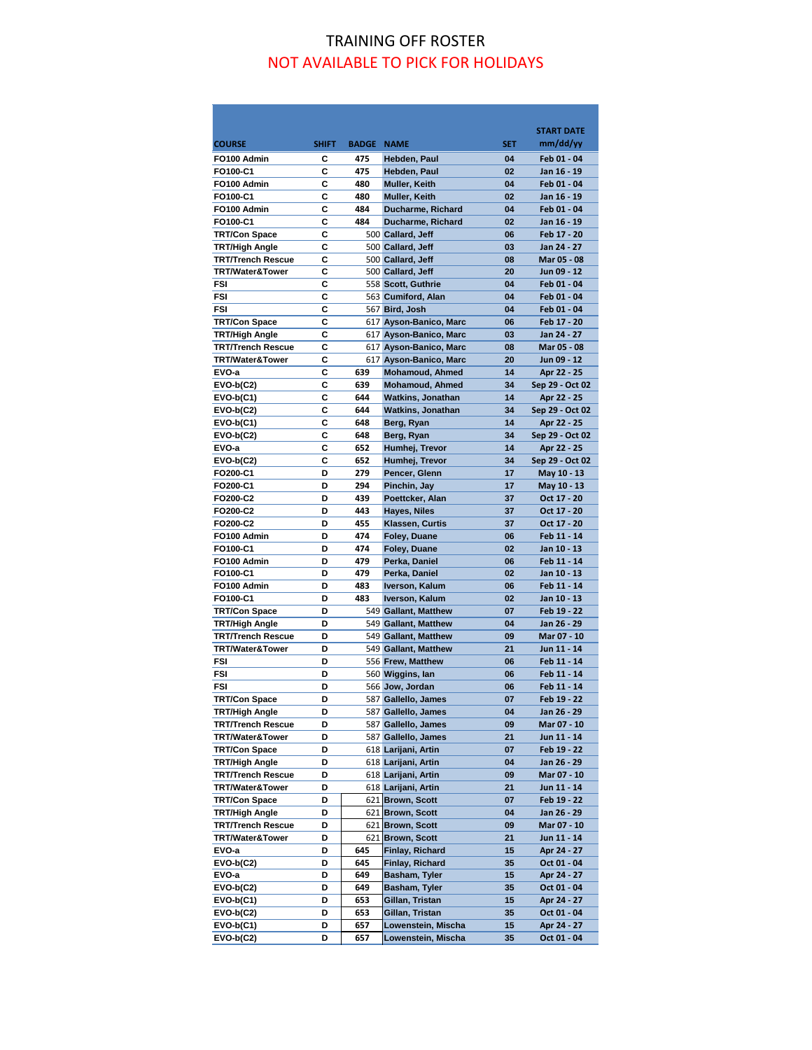# TRAINING OFF ROSTER

## NOT AVAILABLE TO PICK FOR HOLIDAYS

| COURSE | SHIFT | BADGE | NAME | SET | START DATE mm/dd/yy |
|---|---|---|---|---|---|
| FO100 Admin | C | 475 | Hebden, Paul | 04 | Feb 01 - 04 |
| FO100-C1 | C | 475 | Hebden, Paul | 02 | Jan 16 - 19 |
| FO100 Admin | C | 480 | Muller, Keith | 04 | Feb 01 - 04 |
| FO100-C1 | C | 480 | Muller, Keith | 02 | Jan 16 - 19 |
| FO100 Admin | C | 484 | Ducharme, Richard | 04 | Feb 01 - 04 |
| FO100-C1 | C | 484 | Ducharme, Richard | 02 | Jan 16 - 19 |
| TRT/Con Space | C | 500 | Callard, Jeff | 06 | Feb 17 - 20 |
| TRT/High Angle | C | 500 | Callard, Jeff | 03 | Jan 24 - 27 |
| TRT/Trench Rescue | C | 500 | Callard, Jeff | 08 | Mar 05 - 08 |
| TRT/Water&Tower | C | 500 | Callard, Jeff | 20 | Jun 09 - 12 |
| FSI | C | 558 | Scott, Guthrie | 04 | Feb 01 - 04 |
| FSI | C | 563 | Cumiford, Alan | 04 | Feb 01 - 04 |
| FSI | C | 567 | Bird, Josh | 04 | Feb 01 - 04 |
| TRT/Con Space | C | 617 | Ayson-Banico, Marc | 06 | Feb 17 - 20 |
| TRT/High Angle | C | 617 | Ayson-Banico, Marc | 03 | Jan 24 - 27 |
| TRT/Trench Rescue | C | 617 | Ayson-Banico, Marc | 08 | Mar 05 - 08 |
| TRT/Water&Tower | C | 617 | Ayson-Banico, Marc | 20 | Jun 09 - 12 |
| EVO-a | C | 639 | Mohamoud, Ahmed | 14 | Apr 22 - 25 |
| EVO-b(C2) | C | 639 | Mohamoud, Ahmed | 34 | Sep 29 - Oct 02 |
| EVO-b(C1) | C | 644 | Watkins, Jonathan | 14 | Apr 22 - 25 |
| EVO-b(C2) | C | 644 | Watkins, Jonathan | 34 | Sep 29 - Oct 02 |
| EVO-b(C1) | C | 648 | Berg, Ryan | 14 | Apr 22 - 25 |
| EVO-b(C2) | C | 648 | Berg, Ryan | 34 | Sep 29 - Oct 02 |
| EVO-a | C | 652 | Humhej, Trevor | 14 | Apr 22 - 25 |
| EVO-b(C2) | C | 652 | Humhej, Trevor | 34 | Sep 29 - Oct 02 |
| FO200-C1 | D | 279 | Pencer, Glenn | 17 | May 10 - 13 |
| FO200-C1 | D | 294 | Pinchin, Jay | 17 | May 10 - 13 |
| FO200-C2 | D | 439 | Poettcker, Alan | 37 | Oct 17 - 20 |
| FO200-C2 | D | 443 | Hayes, Niles | 37 | Oct 17 - 20 |
| FO200-C2 | D | 455 | Klassen, Curtis | 37 | Oct 17 - 20 |
| FO100 Admin | D | 474 | Foley, Duane | 06 | Feb 11 - 14 |
| FO100-C1 | D | 474 | Foley, Duane | 02 | Jan 10 - 13 |
| FO100 Admin | D | 479 | Perka, Daniel | 06 | Feb 11 - 14 |
| FO100-C1 | D | 479 | Perka, Daniel | 02 | Jan 10 - 13 |
| FO100 Admin | D | 483 | Iverson, Kalum | 06 | Feb 11 - 14 |
| FO100-C1 | D | 483 | Iverson, Kalum | 02 | Jan 10 - 13 |
| TRT/Con Space | D | 549 | Gallant, Matthew | 07 | Feb 19 - 22 |
| TRT/High Angle | D | 549 | Gallant, Matthew | 04 | Jan 26 - 29 |
| TRT/Trench Rescue | D | 549 | Gallant, Matthew | 09 | Mar 07 - 10 |
| TRT/Water&Tower | D | 549 | Gallant, Matthew | 21 | Jun 11 - 14 |
| FSI | D | 556 | Frew, Matthew | 06 | Feb 11 - 14 |
| FSI | D | 560 | Wiggins, Ian | 06 | Feb 11 - 14 |
| FSI | D | 566 | Jow, Jordan | 06 | Feb 11 - 14 |
| TRT/Con Space | D | 587 | Gallello, James | 07 | Feb 19 - 22 |
| TRT/High Angle | D | 587 | Gallello, James | 04 | Jan 26 - 29 |
| TRT/Trench Rescue | D | 587 | Gallello, James | 09 | Mar 07 - 10 |
| TRT/Water&Tower | D | 587 | Gallello, James | 21 | Jun 11 - 14 |
| TRT/Con Space | D | 618 | Larijani, Artin | 07 | Feb 19 - 22 |
| TRT/High Angle | D | 618 | Larijani, Artin | 04 | Jan 26 - 29 |
| TRT/Trench Rescue | D | 618 | Larijani, Artin | 09 | Mar 07 - 10 |
| TRT/Water&Tower | D | 618 | Larijani, Artin | 21 | Jun 11 - 14 |
| TRT/Con Space | D | 621 | Brown, Scott | 07 | Feb 19 - 22 |
| TRT/High Angle | D | 621 | Brown, Scott | 04 | Jan 26 - 29 |
| TRT/Trench Rescue | D | 621 | Brown, Scott | 09 | Mar 07 - 10 |
| TRT/Water&Tower | D | 621 | Brown, Scott | 21 | Jun 11 - 14 |
| EVO-a | D | 645 | Finlay, Richard | 15 | Apr 24 - 27 |
| EVO-b(C2) | D | 645 | Finlay, Richard | 35 | Oct 01 - 04 |
| EVO-a | D | 649 | Basham, Tyler | 15 | Apr 24 - 27 |
| EVO-b(C2) | D | 649 | Basham, Tyler | 35 | Oct 01 - 04 |
| EVO-b(C1) | D | 653 | Gillan, Tristan | 15 | Apr 24 - 27 |
| EVO-b(C2) | D | 653 | Gillan, Tristan | 35 | Oct 01 - 04 |
| EVO-b(C1) | D | 657 | Lowenstein, Mischa | 15 | Apr 24 - 27 |
| EVO-b(C2) | D | 657 | Lowenstein, Mischa | 35 | Oct 01 - 04 |